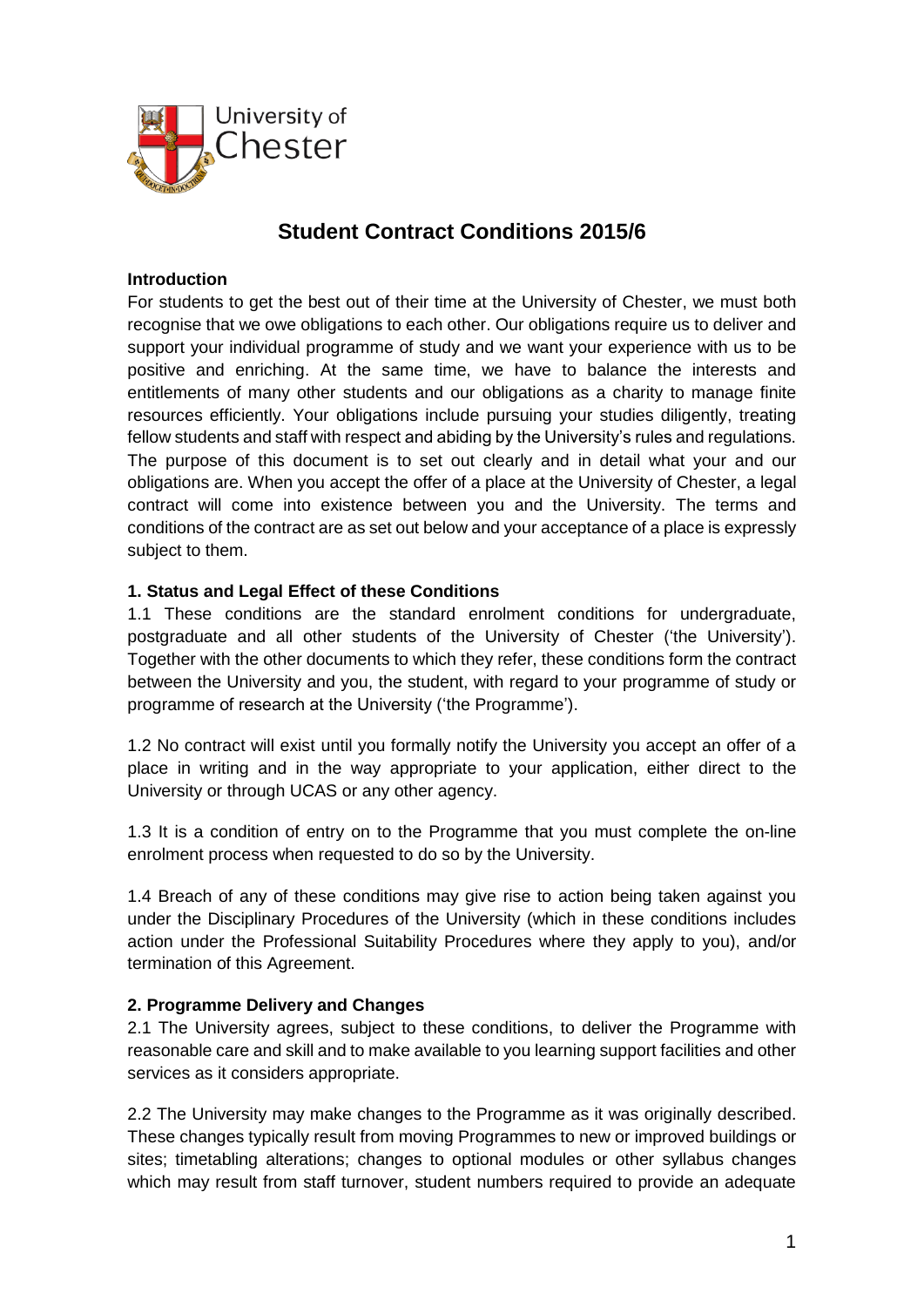# Student Contract Conditions 2015/6

**Introduction**

For students to get the best out of their time at the University of Chester, we must both recognise that we owe obligations to each other. Our obligations require us to deliver and support your individual programme of study and we want your experience with us to be positive and enriching. At the same time, we have to balance the interests and entitlements of many other students and our obligations as a charity to manage finite resources efficiently. Your obligations include pursuing your studies diligently, treating fellow students and staff with respect and abiding by the University's rules and regulations. The purpose of this document is to set out clearly and in detail what your and our obligations are. When you accept the offer of a place at the University of Chester, a legal contract will come into existence between you and the University. The terms and conditions of the contract are as set out below and your acceptance of a place is expressly subject to them.

**1. Status and Legal Effect of these Conditions**

1.1 These conditions are the standard enrolment conditions for undergraduate, postgraduate and all other students of the University of Chester ('the University'). Together with the other documents to which they refer, these conditions form the contract between the University and you, the student, with regard to your programme of study or programme of research at the University ('the Programme').

1.2 No contract will exist until you formally notify the University you accept an offer of a place in writing and in the way appropriate to your application, either direct to the University or through UCAS or any other agency.

1.3 It is a condition of entry on to the Programme that you must complete the on-line enrolment process when requested to do so by the University.

1.4 Breach of any of these conditions may give rise to action being taken against you under the Disciplinary Procedures of the University (which in these conditions includes action under the Professional Suitability Procedures where they apply to you), and/or termination of this Agreement.

**2. Programme Delivery and Changes**

2.1 The University agrees, subject to these conditions, to deliver the Programme with reasonable care and skill and to make available to you learning support facilities and other services as it considers appropriate.

2.2 The University may make changes to the Programme as it was originally described. These changes typically result from moving Programmes to new or improved buildings or sites; timetabling alterations; changes to optional modules or other syllabus changes which may result from staff turnover, student numbers required to provide an adequate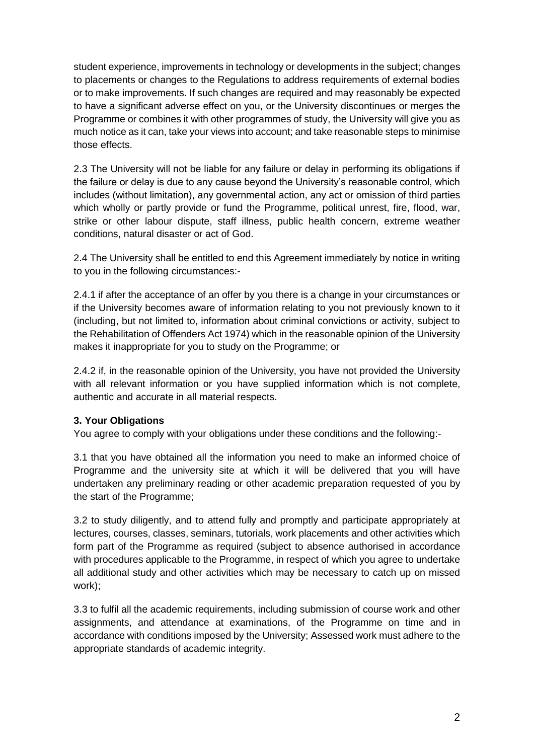student experience, improvements in technology or developments in the subject; changes to placements or changes to the Regulations to address requirements of external bodies or to make improvements. If such changes are required and may reasonably be expected to have a significant adverse effect on you, or the University discontinues or merges the Programme or combines it with other programmes of study, the University will give you as much notice as it can, take your views into account; and take reasonable steps to minimise those effects.

2.3 The University will not be liable for any failure or delay in performing its obligations if the failure or delay is due to any cause beyond the University's reasonable control, which includes (without limitation), any governmental action, any act or omission of third parties which wholly or partly provide or fund the Programme, political unrest, fire, flood, war, strike or other labour dispute, staff illness, public health concern, extreme weather conditions, natural disaster or act of God.

2.4 The University shall be entitled to end this Agreement immediately by notice in writing to you in the following circumstances:-

2.4.1 if after the acceptance of an offer by you there is a change in your circumstances or if the University becomes aware of information relating to you not previously known to it (including, but not limited to, information about criminal convictions or activity, subject to the Rehabilitation of Offenders Act 1974) which in the reasonable opinion of the University makes it inappropriate for you to study on the Programme; or

2.4.2 if, in the reasonable opinion of the University, you have not provided the University with all relevant information or you have supplied information which is not complete, authentic and accurate in all material respects.

**3. Your Obligations**

You agree to comply with your obligations under these conditions and the following:-

3.1 that you have obtained all the information you need to make an informed choice of Programme and the university site at which it will be delivered that you will have undertaken any preliminary reading or other academic preparation requested of you by the start of the Programme;

3.2 to study diligently, and to attend fully and promptly and participate appropriately at lectures, courses, classes, seminars, tutorials, work placements and other activities which form part of the Programme as required (subject to absence authorised in accordance with procedures applicable to the Programme, in respect of which you agree to undertake all additional study and other activities which may be necessary to catch up on missed work);

3.3 to fulfil all the academic requirements, including submission of course work and other assignments, and attendance at examinations, of the Programme on time and in accordance with conditions imposed by the University; Assessed work must adhere to the appropriate standards of academic integrity.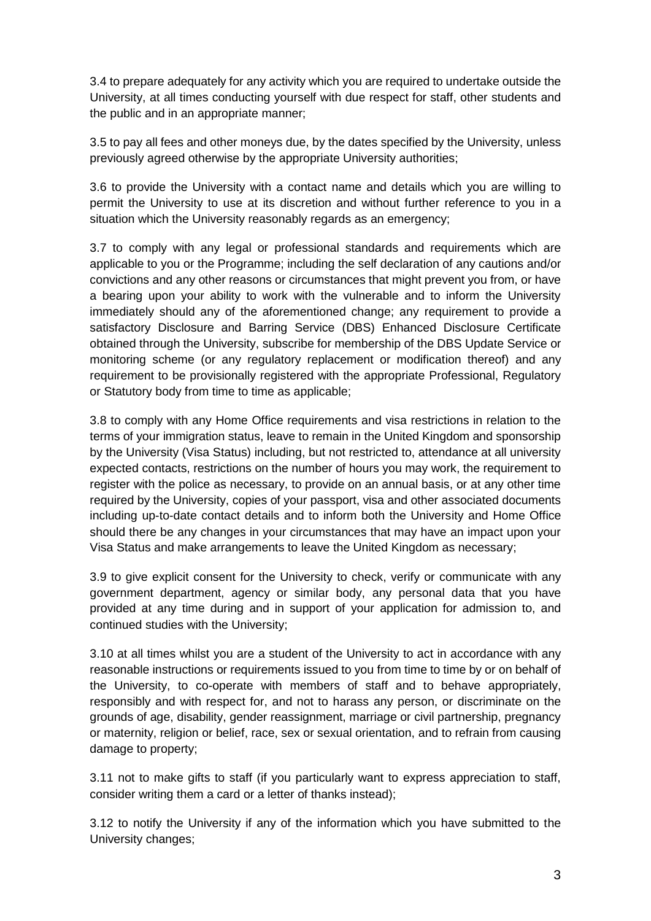3.4 to prepare adequately for any activity which you are required to undertake outside the University, at all times conducting yourself with due respect for staff, other students and the public and in an appropriate manner;

3.5 to pay all fees and other moneys due, by the dates specified by the University, unless previously agreed otherwise by the appropriate University authorities;

3.6 to provide the University with a contact name and details which you are willing to permit the University to use at its discretion and without further reference to you in a situation which the University reasonably regards as an emergency;

3.7 to comply with any legal or professional standards and requirements which are applicable to you or the Programme; including the self declaration of any cautions and/or convictions and any other reasons or circumstances that might prevent you from, or have a bearing upon your ability to work with the vulnerable and to inform the University immediately should any of the aforementioned change; any requirement to provide a satisfactory Disclosure and Barring Service (DBS) Enhanced Disclosure Certificate obtained through the University, subscribe for membership of the DBS Update Service or monitoring scheme (or any regulatory replacement or modification thereof) and any requirement to be provisionally registered with the appropriate Professional, Regulatory or Statutory body from time to time as applicable;

3.8 to comply with any Home Office requirements and visa restrictions in relation to the terms of your immigration status, leave to remain in the United Kingdom and sponsorship by the University (Visa Status) including, but not restricted to, attendance at all university expected contacts, restrictions on the number of hours you may work, the requirement to register with the police as necessary, to provide on an annual basis, or at any other time required by the University, copies of your passport, visa and other associated documents including up-to-date contact details and to inform both the University and Home Office should there be any changes in your circumstances that may have an impact upon your Visa Status and make arrangements to leave the United Kingdom as necessary;

3.9 to give explicit consent for the University to check, verify or communicate with any government department, agency or similar body, any personal data that you have provided at any time during and in support of your application for admission to, and continued studies with the University;

3.10 at all times whilst you are a student of the University to act in accordance with any reasonable instructions or requirements issued to you from time to time by or on behalf of the University, to co-operate with members of staff and to behave appropriately, responsibly and with respect for, and not to harass any person, or discriminate on the grounds of age, disability, gender reassignment, marriage or civil partnership, pregnancy or maternity, religion or belief, race, sex or sexual orientation, and to refrain from causing damage to property;

3.11 not to make gifts to staff (if you particularly want to express appreciation to staff, consider writing them a card or a letter of thanks instead);

3.12 to notify the University if any of the information which you have submitted to the University changes;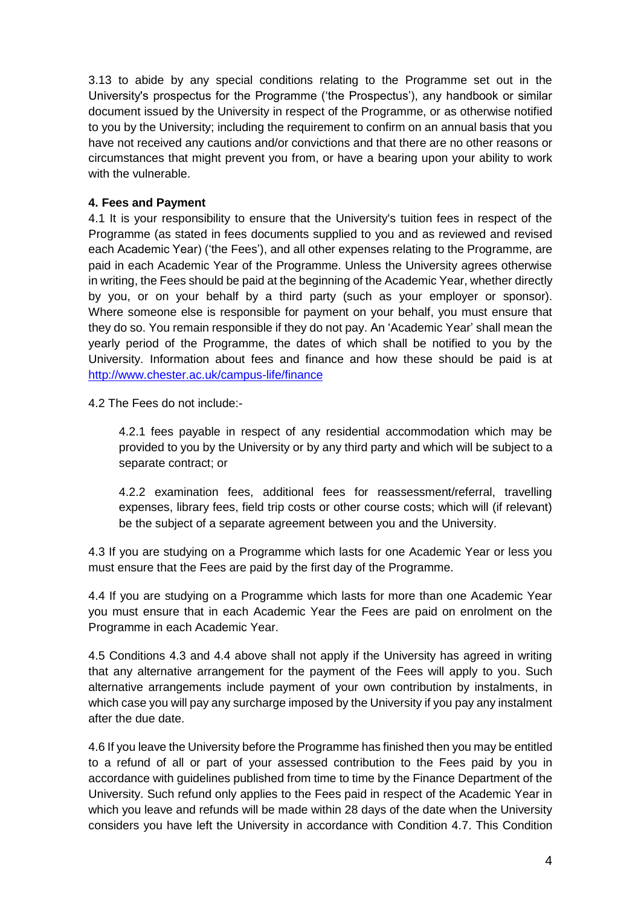3.13 to abide by any special conditions relating to the Programme set out in the University's prospectus for the Programme ('the Prospectus'), any handbook or similar document issued by the University in respect of the Programme, or as otherwise notified to you by the University; including the requirement to confirm on an annual basis that you have not received any cautions and/or convictions and that there are no other reasons or circumstances that might prevent you from, or have a bearing upon your ability to work with the vulnerable.

**4. Fees and Payment**

4.1 It is your responsibility to ensure that the University's tuition fees in respect of the Programme (as stated in fees documents supplied to you and as reviewed and revised each Academic Year) ('the Fees'), and all other expenses relating to the Programme, are paid in each Academic Year of the Programme. Unless the University agrees otherwise in writing, the Fees should be paid at the beginning of the Academic Year, whether directly by you, or on your behalf by a third party (such as your employer or sponsor). Where someone else is responsible for payment on your behalf, you must ensure that they do so. You remain responsible if they do not pay. An 'Academic Year' shall mean the yearly period of the Programme, the dates of which shall be notified to you by the University. Information about fees and finance and how these should be paid is at [http://www.chester.ac.uk/campus-life/finance](http://www.chester.ac.uk/campus-life/finance)

4.2 The Fees do not include:-

4.2.1 fees payable in respect of any residential accommodation which may be provided to you by the University or by any third party and which will be subject to a separate contract; or

4.2.2 examination fees, additional fees for reassessment/referral, travelling expenses, library fees, field trip costs or other course costs; which will (if relevant) be the subject of a separate agreement between you and the University.

4.3 If you are studying on a Programme which lasts for one Academic Year or less you must ensure that the Fees are paid by the first day of the Programme.

4.4 If you are studying on a Programme which lasts for more than one Academic Year you must ensure that in each Academic Year the Fees are paid on enrolment on the Programme in each Academic Year.

4.5 Conditions 4.3 and 4.4 above shall not apply if the University has agreed in writing that any alternative arrangement for the payment of the Fees will apply to you. Such alternative arrangements include payment of your own contribution by instalments, in which case you will pay any surcharge imposed by the University if you pay any instalment after the due date.

4.6 If you leave the University before the Programme has finished then you may be entitled to a refund of all or part of your assessed contribution to the Fees paid by you in accordance with guidelines published from time to time by the Finance Department of the University. Such refund only applies to the Fees paid in respect of the Academic Year in which you leave and refunds will be made within 28 days of the date when the University considers you have left the University in accordance with Condition 4.7. This Condition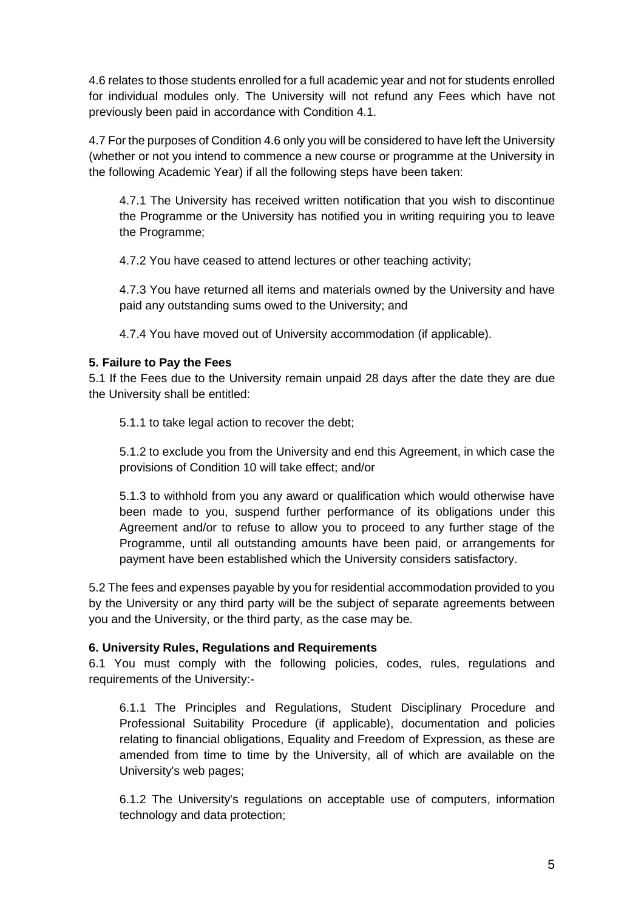4.6 relates to those students enrolled for a full academic year and not for students enrolled for individual modules only. The University will not refund any Fees which have not previously been paid in accordance with Condition 4.1.

4.7 For the purposes of Condition 4.6 only you will be considered to have left the University (whether or not you intend to commence a new course or programme at the University in the following Academic Year) if all the following steps have been taken:

4.7.1 The University has received written notification that you wish to discontinue the Programme or the University has notified you in writing requiring you to leave the Programme;

4.7.2 You have ceased to attend lectures or other teaching activity;

4.7.3 You have returned all items and materials owned by the University and have paid any outstanding sums owed to the University; and

4.7.4 You have moved out of University accommodation (if applicable).

**5. Failure to Pay the Fees**

5.1 If the Fees due to the University remain unpaid 28 days after the date they are due the University shall be entitled:

5.1.1 to take legal action to recover the debt;

5.1.2 to exclude you from the University and end this Agreement, in which case the provisions of Condition 10 will take effect; and/or

5.1.3 to withhold from you any award or qualification which would otherwise have been made to you, suspend further performance of its obligations under this Agreement and/or to refuse to allow you to proceed to any further stage of the Programme, until all outstanding amounts have been paid, or arrangements for payment have been established which the University considers satisfactory.

5.2 The fees and expenses payable by you for residential accommodation provided to you by the University or any third party will be the subject of separate agreements between you and the University, or the third party, as the case may be.

**6. University Rules, Regulations and Requirements**

6.1 You must comply with the following policies, codes, rules, regulations and requirements of the University:-

6.1.1 The Principles and Regulations, Student Disciplinary Procedure and Professional Suitability Procedure (if applicable), documentation and policies relating to financial obligations, Equality and Freedom of Expression, as these are amended from time to time by the University, all of which are available on the University's web pages;

6.1.2 The University's regulations on acceptable use of computers, information technology and data protection;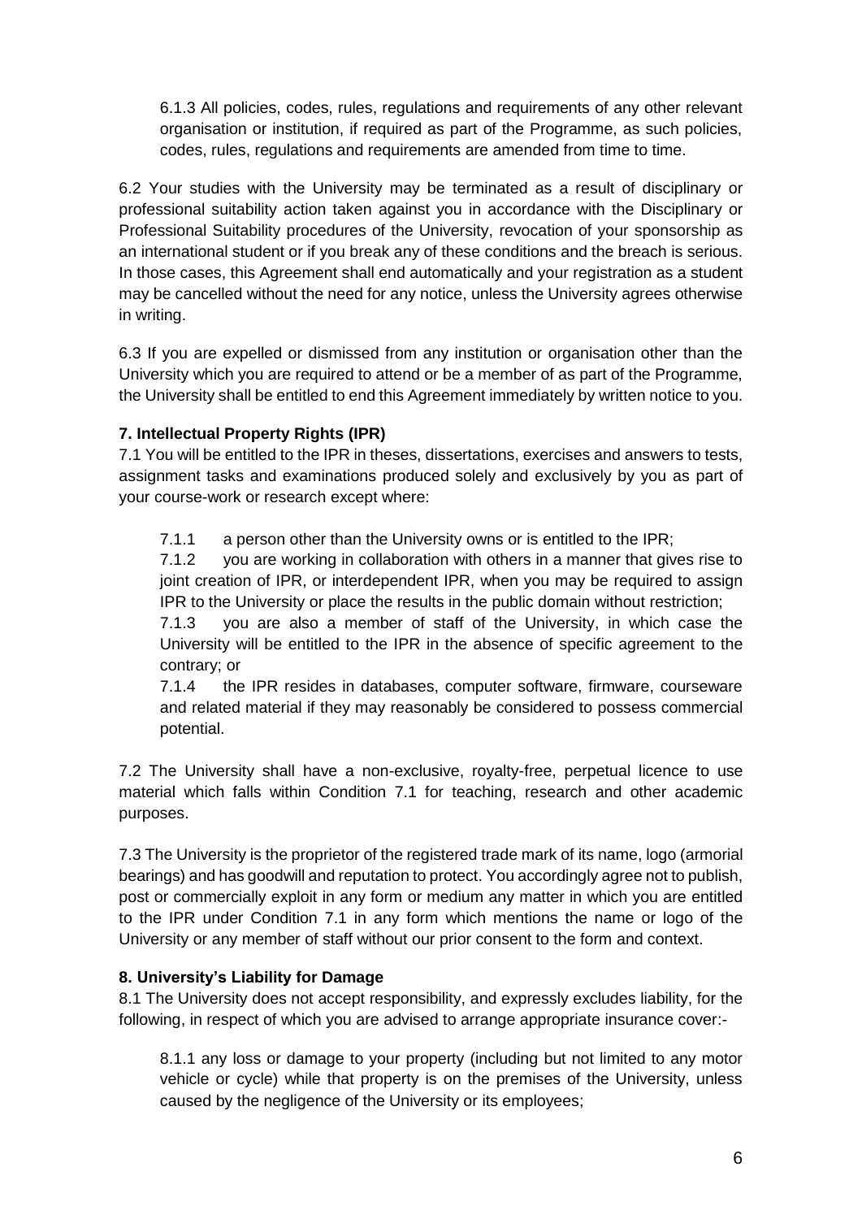6.1.3 All policies, codes, rules, regulations and requirements of any other relevant organisation or institution, if required as part of the Programme, as such policies, codes, rules, regulations and requirements are amended from time to time.

6.2 Your studies with the University may be terminated as a result of disciplinary or professional suitability action taken against you in accordance with the Disciplinary or Professional Suitability procedures of the University, revocation of your sponsorship as an international student or if you break any of these conditions and the breach is serious. In those cases, this Agreement shall end automatically and your registration as a student may be cancelled without the need for any notice, unless the University agrees otherwise in writing.

6.3 If you are expelled or dismissed from any institution or organisation other than the University which you are required to attend or be a member of as part of the Programme, the University shall be entitled to end this Agreement immediately by written notice to you.

**7. Intellectual Property Rights (IPR)**

7.1 You will be entitled to the IPR in theses, dissertations, exercises and answers to tests, assignment tasks and examinations produced solely and exclusively by you as part of your course-work or research except where:

7.1.1 a person other than the University owns or is entitled to the IPR;

7.1.2 you are working in collaboration with others in a manner that gives rise to joint creation of IPR, or interdependent IPR, when you may be required to assign IPR to the University or place the results in the public domain without restriction;

7.1.3 you are also a member of staff of the University, in which case the University will be entitled to the IPR in the absence of specific agreement to the contrary; or

7.1.4 the IPR resides in databases, computer software, firmware, courseware and related material if they may reasonably be considered to possess commercial potential.

7.2 The University shall have a non-exclusive, royalty-free, perpetual licence to use material which falls within Condition 7.1 for teaching, research and other academic purposes.

7.3 The University is the proprietor of the registered trade mark of its name, logo (armorial bearings) and has goodwill and reputation to protect. You accordingly agree not to publish, post or commercially exploit in any form or medium any matter in which you are entitled to the IPR under Condition 7.1 in any form which mentions the name or logo of the University or any member of staff without our prior consent to the form and context.

**8. University's Liability for Damage**

8.1 The University does not accept responsibility, and expressly excludes liability, for the following, in respect of which you are advised to arrange appropriate insurance cover:-

8.1.1 any loss or damage to your property (including but not limited to any motor vehicle or cycle) while that property is on the premises of the University, unless caused by the negligence of the University or its employees;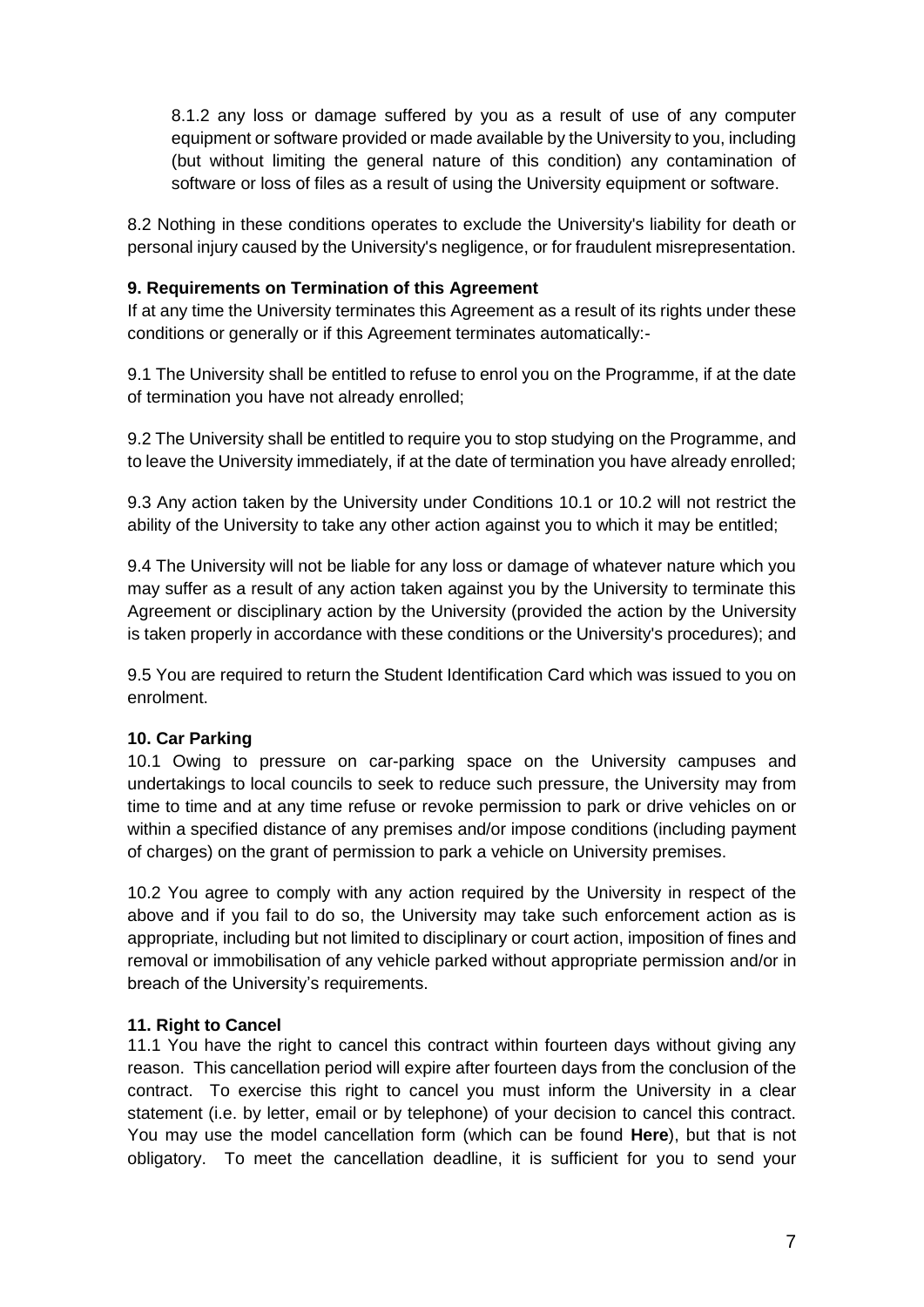8.1.2 any loss or damage suffered by you as a result of use of any computer equipment or software provided or made available by the University to you, including (but without limiting the general nature of this condition) any contamination of software or loss of files as a result of using the University equipment or software.

8.2 Nothing in these conditions operates to exclude the University's liability for death or personal injury caused by the University's negligence, or for fraudulent misrepresentation.

**9. Requirements on Termination of this Agreement**

If at any time the University terminates this Agreement as a result of its rights under these conditions or generally or if this Agreement terminates automatically:-

9.1 The University shall be entitled to refuse to enrol you on the Programme, if at the date of termination you have not already enrolled;

9.2 The University shall be entitled to require you to stop studying on the Programme, and to leave the University immediately, if at the date of termination you have already enrolled;

9.3 Any action taken by the University under Conditions 10.1 or 10.2 will not restrict the ability of the University to take any other action against you to which it may be entitled;

9.4 The University will not be liable for any loss or damage of whatever nature which you may suffer as a result of any action taken against you by the University to terminate this Agreement or disciplinary action by the University (provided the action by the University is taken properly in accordance with these conditions or the University's procedures); and

9.5 You are required to return the Student Identification Card which was issued to you on enrolment.

**10. Car Parking**

10.1 Owing to pressure on car-parking space on the University campuses and undertakings to local councils to seek to reduce such pressure, the University may from time to time and at any time refuse or revoke permission to park or drive vehicles on or within a specified distance of any premises and/or impose conditions (including payment of charges) on the grant of permission to park a vehicle on University premises.

10.2 You agree to comply with any action required by the University in respect of the above and if you fail to do so, the University may take such enforcement action as is appropriate, including but not limited to disciplinary or court action, imposition of fines and removal or immobilisation of any vehicle parked without appropriate permission and/or in breach of the University's requirements.

**11. Right to Cancel**

11.1 You have the right to cancel this contract within fourteen days without giving any reason. This cancellation period will expire after fourteen days from the conclusion of the contract. To exercise this right to cancel you must inform the University in a clear statement (i.e. by letter, email or by telephone) of your decision to cancel this contract. You may use the model cancellation form (which can be found **Here**), but that is not obligatory. To meet the cancellation deadline, it is sufficient for you to send your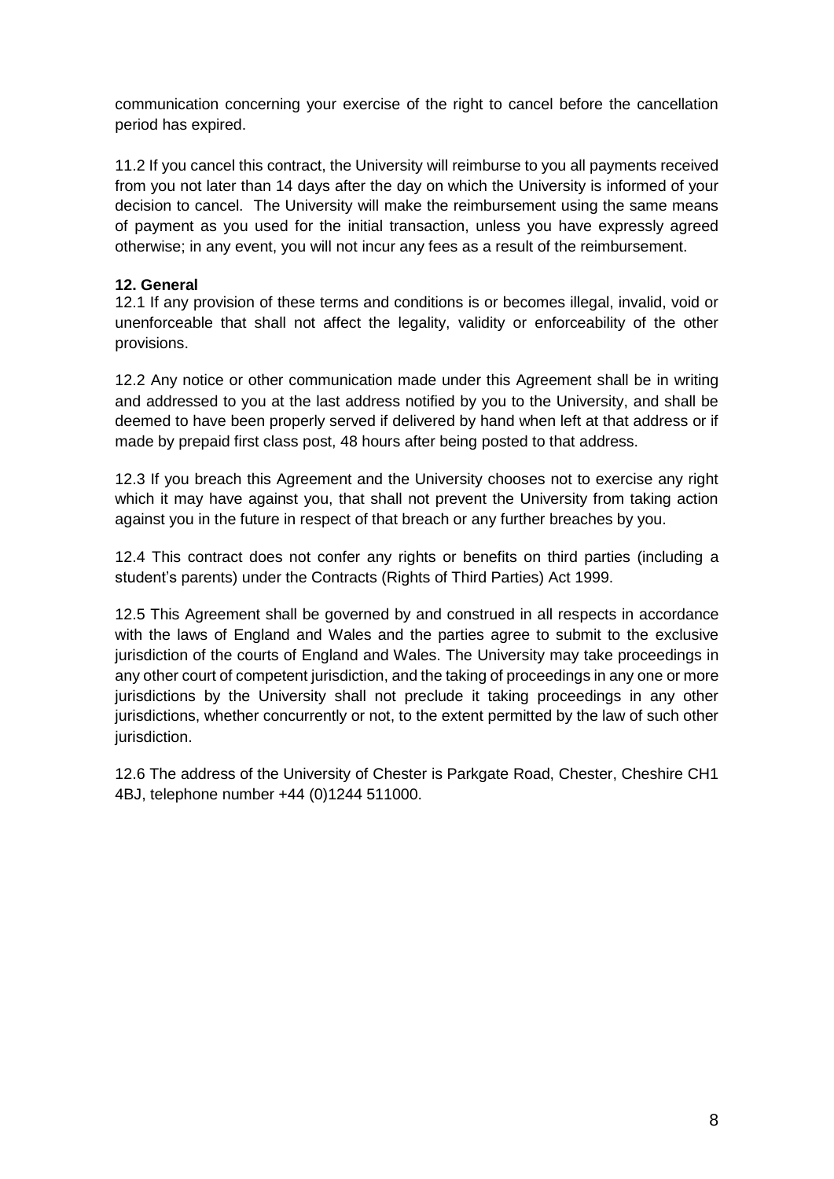communication concerning your exercise of the right to cancel before the cancellation period has expired.

11.2 If you cancel this contract, the University will reimburse to you all payments received from you not later than 14 days after the day on which the University is informed of your decision to cancel. The University will make the reimbursement using the same means of payment as you used for the initial transaction, unless you have expressly agreed otherwise; in any event, you will not incur any fees as a result of the reimbursement.

**12. General**

12.1 If any provision of these terms and conditions is or becomes illegal, invalid, void or unenforceable that shall not affect the legality, validity or enforceability of the other provisions.

12.2 Any notice or other communication made under this Agreement shall be in writing and addressed to you at the last address notified by you to the University, and shall be deemed to have been properly served if delivered by hand when left at that address or if made by prepaid first class post, 48 hours after being posted to that address.

12.3 If you breach this Agreement and the University chooses not to exercise any right which it may have against you, that shall not prevent the University from taking action against you in the future in respect of that breach or any further breaches by you.

12.4 This contract does not confer any rights or benefits on third parties (including a student's parents) under the Contracts (Rights of Third Parties) Act 1999.

12.5 This Agreement shall be governed by and construed in all respects in accordance with the laws of England and Wales and the parties agree to submit to the exclusive jurisdiction of the courts of England and Wales. The University may take proceedings in any other court of competent jurisdiction, and the taking of proceedings in any one or more jurisdictions by the University shall not preclude it taking proceedings in any other jurisdictions, whether concurrently or not, to the extent permitted by the law of such other jurisdiction.

12.6 The address of the University of Chester is Parkgate Road, Chester, Cheshire CH1 4BJ, telephone number +44 (0)1244 511000.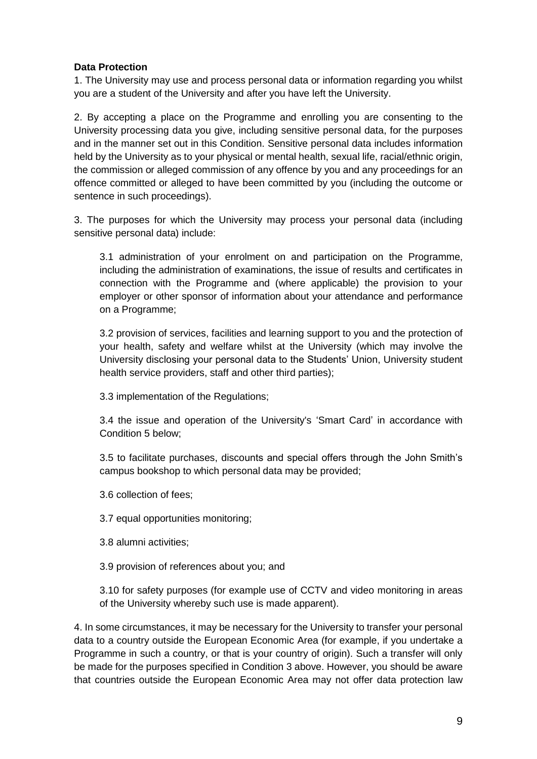**Data Protection**

1. The University may use and process personal data or information regarding you whilst you are a student of the University and after you have left the University.

2. By accepting a place on the Programme and enrolling you are consenting to the University processing data you give, including sensitive personal data, for the purposes and in the manner set out in this Condition. Sensitive personal data includes information held by the University as to your physical or mental health, sexual life, racial/ethnic origin, the commission or alleged commission of any offence by you and any proceedings for an offence committed or alleged to have been committed by you (including the outcome or sentence in such proceedings).

3. The purposes for which the University may process your personal data (including sensitive personal data) include:

3.1 administration of your enrolment on and participation on the Programme, including the administration of examinations, the issue of results and certificates in connection with the Programme and (where applicable) the provision to your employer or other sponsor of information about your attendance and performance on a Programme;

3.2 provision of services, facilities and learning support to you and the protection of your health, safety and welfare whilst at the University (which may involve the University disclosing your personal data to the Students' Union, University student health service providers, staff and other third parties);

3.3 implementation of the Regulations;

3.4 the issue and operation of the University's 'Smart Card' in accordance with Condition 5 below;

3.5 to facilitate purchases, discounts and special offers through the John Smith's campus bookshop to which personal data may be provided;

3.6 collection of fees;

3.7 equal opportunities monitoring;

3.8 alumni activities;

3.9 provision of references about you; and

3.10 for safety purposes (for example use of CCTV and video monitoring in areas of the University whereby such use is made apparent).

4. In some circumstances, it may be necessary for the University to transfer your personal data to a country outside the European Economic Area (for example, if you undertake a Programme in such a country, or that is your country of origin). Such a transfer will only be made for the purposes specified in Condition 3 above. However, you should be aware that countries outside the European Economic Area may not offer data protection law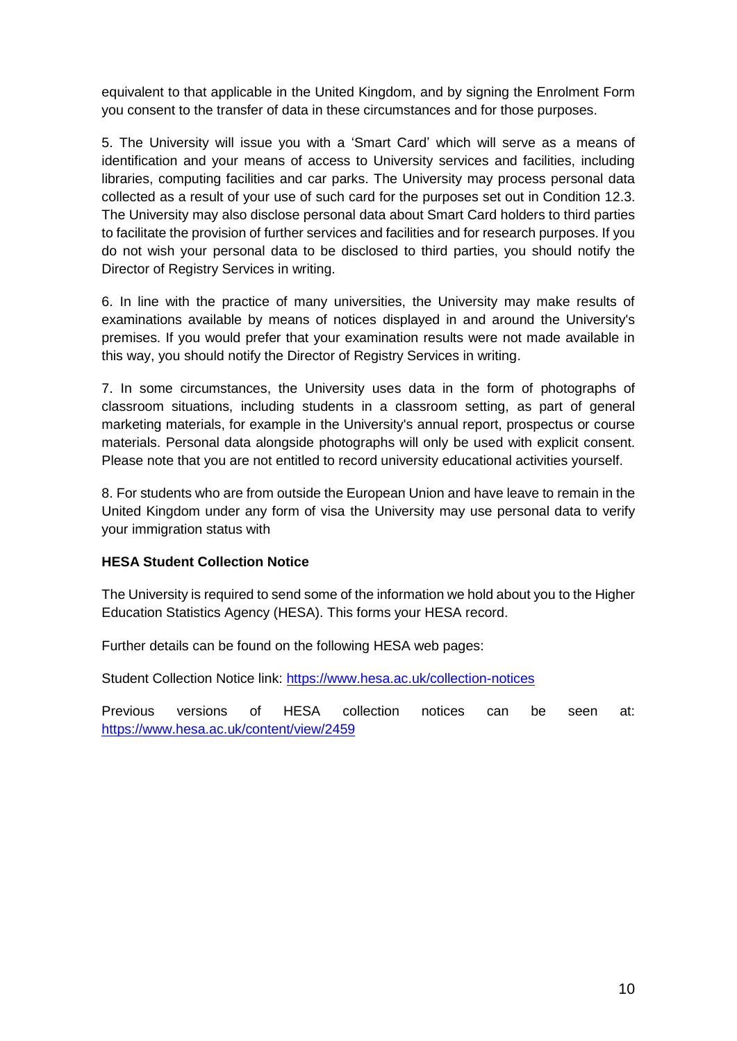equivalent to that applicable in the United Kingdom, and by signing the Enrolment Form you consent to the transfer of data in these circumstances and for those purposes.

5. The University will issue you with a 'Smart Card' which will serve as a means of identification and your means of access to University services and facilities, including libraries, computing facilities and car parks. The University may process personal data collected as a result of your use of such card for the purposes set out in Condition 12.3. The University may also disclose personal data about Smart Card holders to third parties to facilitate the provision of further services and facilities and for research purposes. If you do not wish your personal data to be disclosed to third parties, you should notify the Director of Registry Services in writing.

6. In line with the practice of many universities, the University may make results of examinations available by means of notices displayed in and around the University's premises. If you would prefer that your examination results were not made available in this way, you should notify the Director of Registry Services in writing.

7. In some circumstances, the University uses data in the form of photographs of classroom situations, including students in a classroom setting, as part of general marketing materials, for example in the University's annual report, prospectus or course materials. Personal data alongside photographs will only be used with explicit consent. Please note that you are not entitled to record university educational activities yourself.

8. For students who are from outside the European Union and have leave to remain in the United Kingdom under any form of visa the University may use personal data to verify your immigration status with

**HESA Student Collection Notice**

The University is required to send some of the information we hold about you to the Higher Education Statistics Agency (HESA). This forms your HESA record.

Further details can be found on the following HESA web pages:

Student Collection Notice link: https://www.hesa.ac.uk/collection-notices

Previous versions of HESA collection notices can be seen at: https://www.hesa.ac.uk/content/view/2459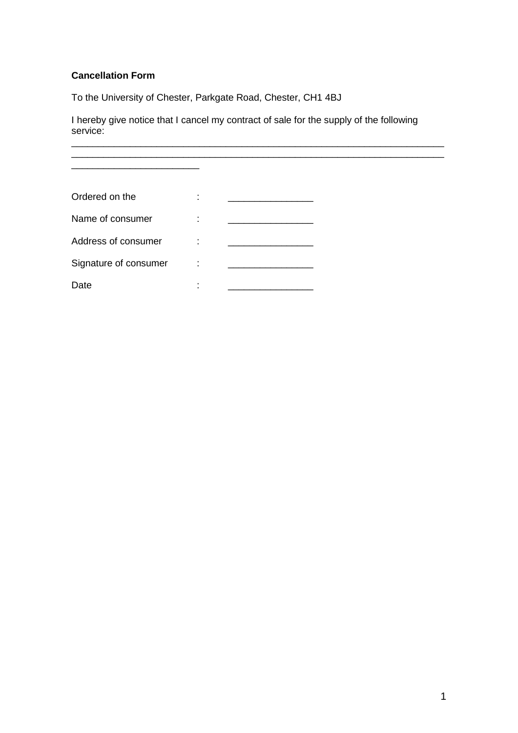**Cancellation Form**

To the University of Chester, Parkgate Road, Chester, CH1 4BJ

I hereby give notice that I cancel my contract of sale for the supply of the following service:

______________________________________________________________________
______________________________________________________________________
________________________

Ordered on the : ________________

Name of consumer : ________________

Address of consumer : ________________

Signature of consumer : ________________

Date : ________________